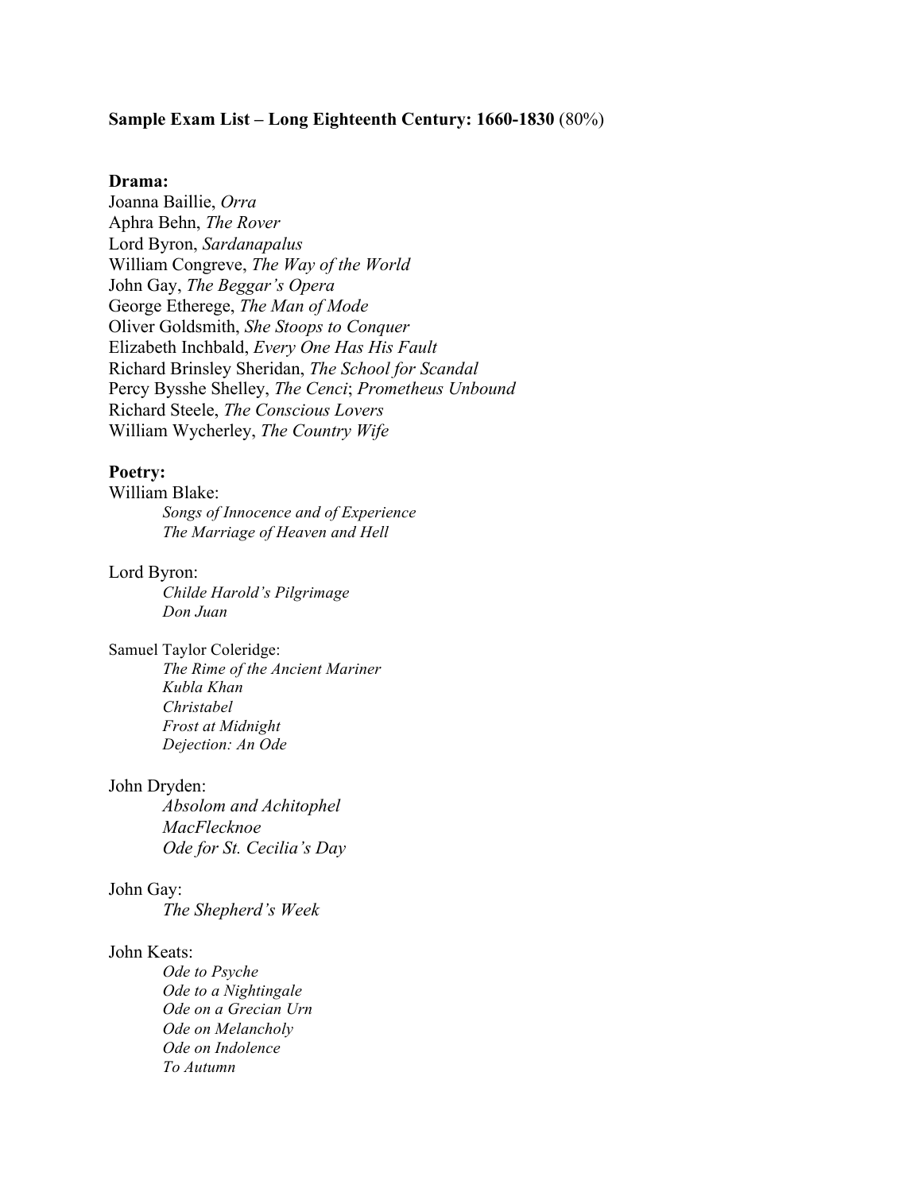**Sample Exam List – Long Eighteenth Century: 1660-1830** (80%)

**Drama:**

Joanna Baillie, *Orra*
Aphra Behn, *The Rover*
Lord Byron, *Sardanapalus*
William Congreve, *The Way of the World*
John Gay, *The Beggar's Opera*
George Etherege, *The Man of Mode*
Oliver Goldsmith, *She Stoops to Conquer*
Elizabeth Inchbald, *Every One Has His Fault*
Richard Brinsley Sheridan, *The School for Scandal*
Percy Bysshe Shelley, *The Cenci*; *Prometheus Unbound*
Richard Steele, *The Conscious Lovers*
William Wycherley, *The Country Wife*

**Poetry:**

William Blake:
- *Songs of Innocence and of Experience*
- *The Marriage of Heaven and Hell*

Lord Byron:
- *Childe Harold's Pilgrimage*
- *Don Juan*

Samuel Taylor Coleridge:
- *The Rime of the Ancient Mariner*
- *Kubla Khan*
- *Christabel*
- *Frost at Midnight*
- *Dejection: An Ode*

John Dryden:
- *Absolom and Achitophel*
- *MacFlecknoe*
- *Ode for St. Cecilia's Day*

John Gay:
- *The Shepherd's Week*

John Keats:
- *Ode to Psyche*
- *Ode to a Nightingale*
- *Ode on a Grecian Urn*
- *Ode on Melancholy*
- *Ode on Indolence*
- *To Autumn*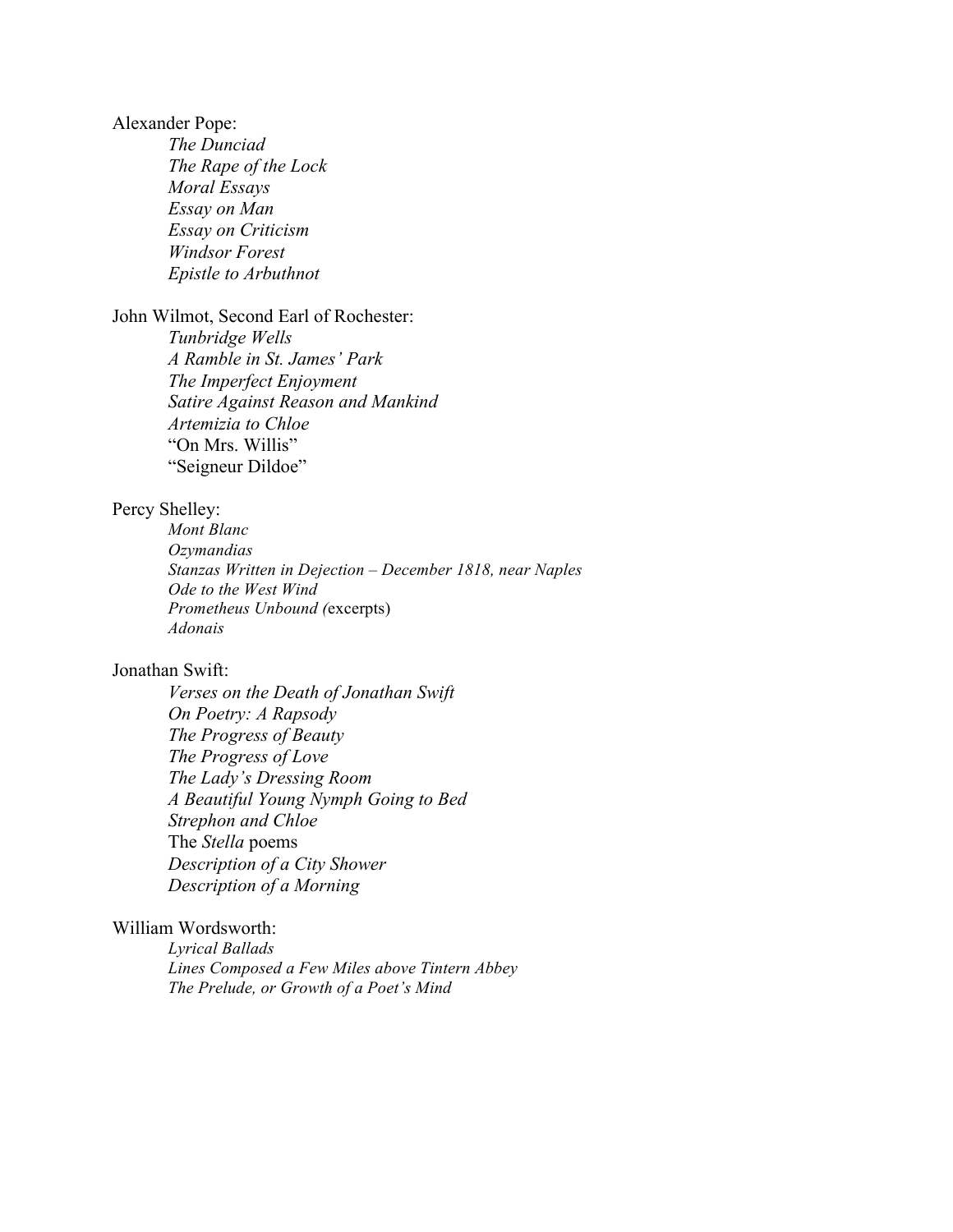Alexander Pope:

- *The Dunciad*
- *The Rape of the Lock*
- *Moral Essays*
- *Essay on Man*
- *Essay on Criticism*
- *Windsor Forest*
- *Epistle to Arbuthnot*

John Wilmot, Second Earl of Rochester:

- *Tunbridge Wells*
- *A Ramble in St. James' Park*
- *The Imperfect Enjoyment*
- *Satire Against Reason and Mankind*
- *Artemizia to Chloe*
- "On Mrs. Willis"
- "Seigneur Dildoe"

Percy Shelley:

- *Mont Blanc*
- *Ozymandias*
- *Stanzas Written in Dejection – December 1818, near Naples*
- *Ode to the West Wind*
- *Prometheus Unbound (*excerpts)
- *Adonais*

Jonathan Swift:

- *Verses on the Death of Jonathan Swift*
- *On Poetry: A Rapsody*
- *The Progress of Beauty*
- *The Progress of Love*
- *The Lady's Dressing Room*
- *A Beautiful Young Nymph Going to Bed*
- *Strephon and Chloe*
- The *Stella* poems
- *Description of a City Shower*
- *Description of a Morning*

William Wordsworth:

- *Lyrical Ballads*
- *Lines Composed a Few Miles above Tintern Abbey*
- *The Prelude, or Growth of a Poet's Mind*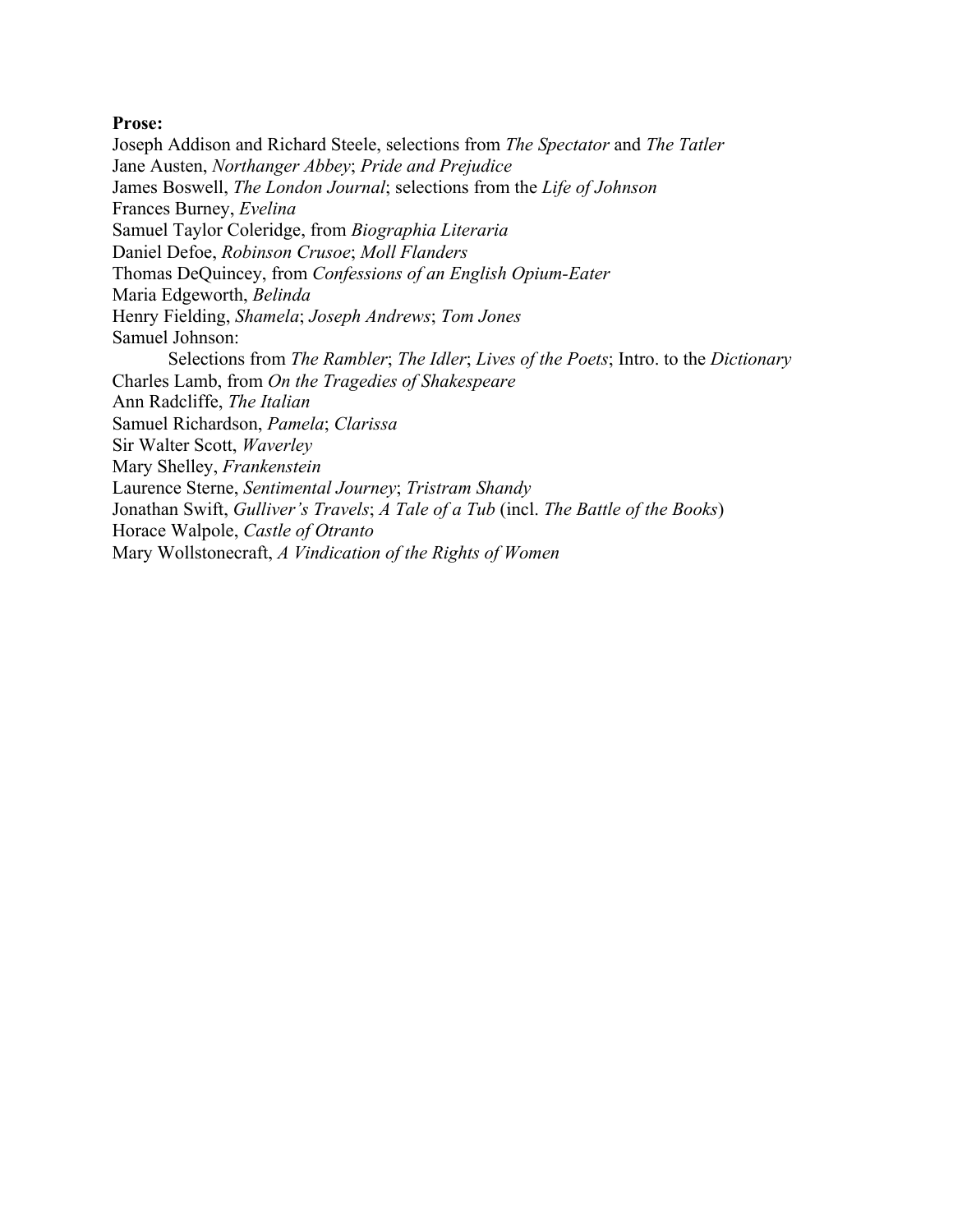**Prose:**

Joseph Addison and Richard Steele, selections from *The Spectator* and *The Tatler*
Jane Austen, *Northanger Abbey*; *Pride and Prejudice*
James Boswell, *The London Journal*; selections from the *Life of Johnson*
Frances Burney, *Evelina*
Samuel Taylor Coleridge, from *Biographia Literaria*
Daniel Defoe, *Robinson Crusoe*; *Moll Flanders*
Thomas DeQuincey, from *Confessions of an English Opium-Eater*
Maria Edgeworth, *Belinda*
Henry Fielding, *Shamela*; *Joseph Andrews*; *Tom Jones*
Samuel Johnson:
    Selections from *The Rambler*; *The Idler*; *Lives of the Poets*; Intro. to the *Dictionary*
Charles Lamb, from *On the Tragedies of Shakespeare*
Ann Radcliffe, *The Italian*
Samuel Richardson, *Pamela*; *Clarissa*
Sir Walter Scott, *Waverley*
Mary Shelley, *Frankenstein*
Laurence Sterne, *Sentimental Journey*; *Tristram Shandy*
Jonathan Swift, *Gulliver's Travels*; *A Tale of a Tub* (incl. *The Battle of the Books*)
Horace Walpole, *Castle of Otranto*
Mary Wollstonecraft, *A Vindication of the Rights of Women*